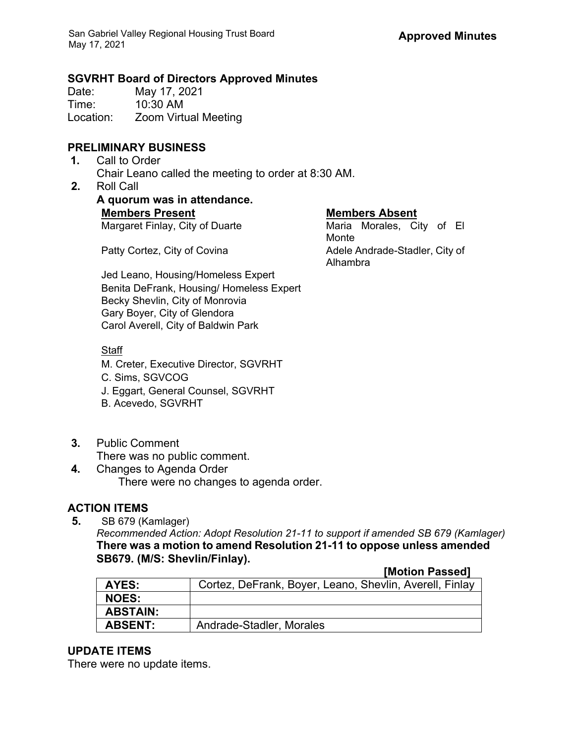**Approved Minutes**

### SGVRHT Board of Directors Approved Minutes

Date: May 17, 2021
Time: 10:30 AM
Location: Zoom Virtual Meeting

## PRELIMINARY BUSINESS

**1.** Call to Order
Chair Leano called the meeting to order at 8:30 AM.

**2.** Roll Call
**A quorum was in attendance.**

**Members Present**
- Margaret Finlay, City of Duarte
- Patty Cortez, City of Covina
- Jed Leano, Housing/Homeless Expert
- Benita DeFrank, Housing/ Homeless Expert
- Becky Shevlin, City of Monrovia
- Gary Boyer, City of Glendora
- Carol Averell, City of Baldwin Park

**Members Absent**
- Maria Morales, City of El Monte
- Adele Andrade-Stadler, City of Alhambra

Staff
- M. Creter, Executive Director, SGVRHT
- C. Sims, SGVCOG
- J. Eggart, General Counsel, SGVRHT
- B. Acevedo, SGVRHT

**3.** Public Comment
There was no public comment.

**4.** Changes to Agenda Order
There were no changes to agenda order.

## ACTION ITEMS

**5.** SB 679 (Kamlager)
*Recommended Action: Adopt Resolution 21-11 to support if amended SB 679 (Kamlager)*
**There was a motion to amend Resolution 21-11 to oppose unless amended SB679. (M/S: Shevlin/Finlay).**

**[Motion Passed]**

| | |
|---|---|
| **AYES:** | Cortez, DeFrank, Boyer, Leano, Shevlin, Averell, Finlay |
| **NOES:** | |
| **ABSTAIN:** | |
| **ABSENT:** | Andrade-Stadler, Morales |

## UPDATE ITEMS

There were no update items.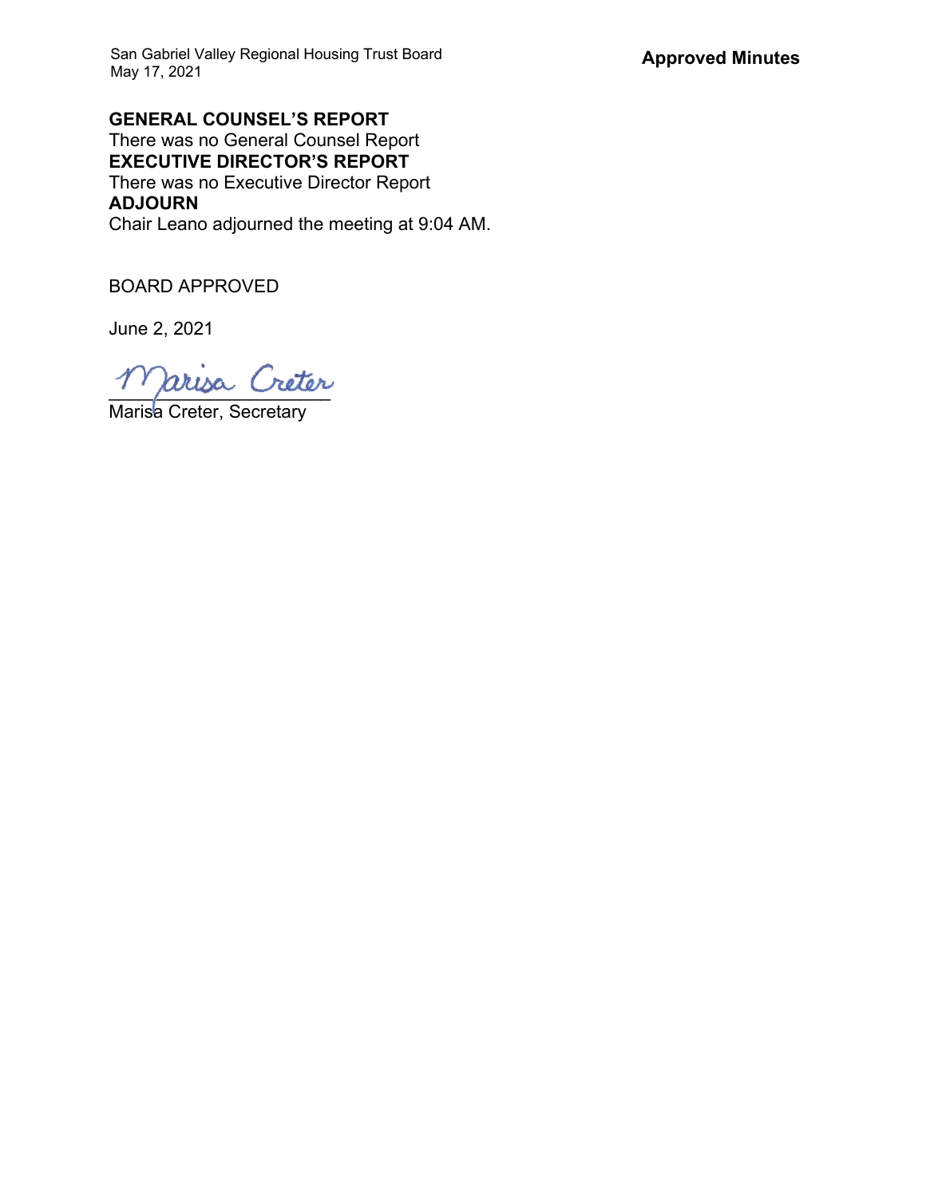**GENERAL COUNSEL'S REPORT**
There was no General Counsel Report
**EXECUTIVE DIRECTOR'S REPORT**
There was no Executive Director Report
**ADJOURN**
Chair Leano adjourned the meeting at 9:04 AM.

BOARD APPROVED

June 2, 2021

Marisa Creter

Marisa Creter, Secretary